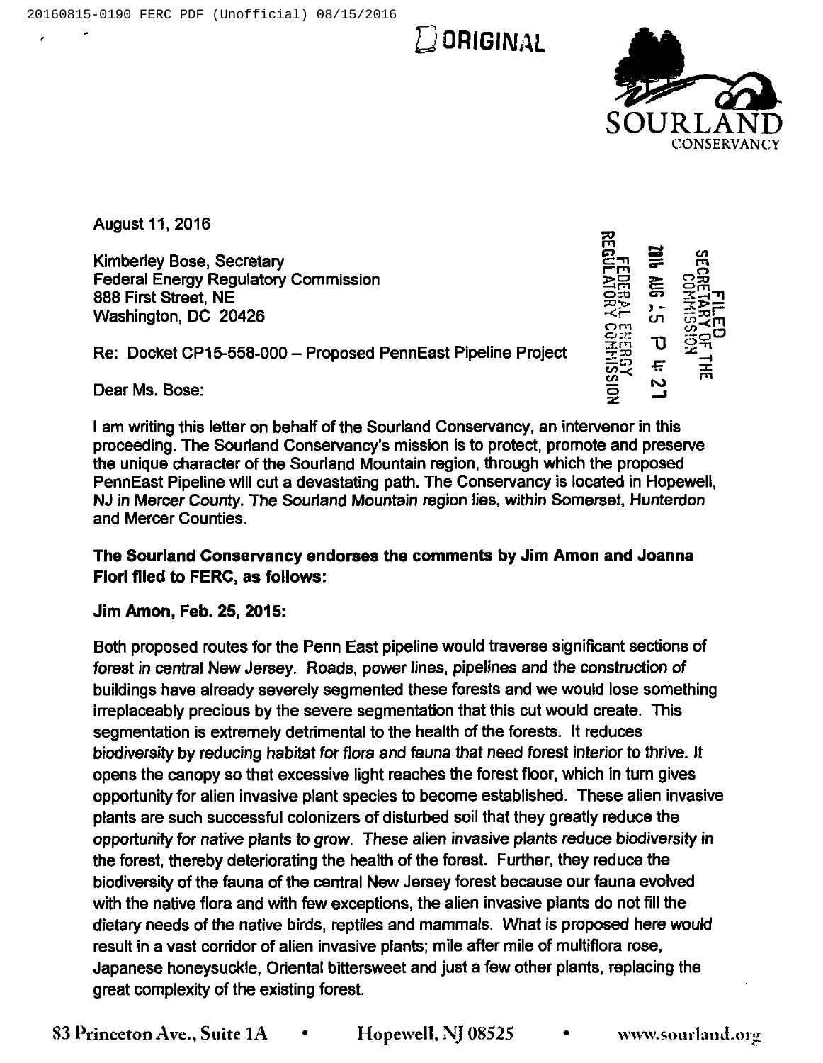ORIGINAL

SOURLAND CONSERVANCY

August 11, 2016

Kimberley Bose, Secretary
Federal Energy Regulatory Commission
888 First Street, NE
Washington, DC 20426

FILED
SECRETARY OF THE COMMISSION
2016 AUG 15 P 4:27
FEDERAL ENERGY REGULATORY COMMISSION

Re: Docket CP15-558-000 – Proposed PennEast Pipeline Project

Dear Ms. Bose:

I am writing this letter on behalf of the Sourland Conservancy, an intervenor in this proceeding. The Sourland Conservancy's mission is to protect, promote and preserve the unique character of the Sourland Mountain region, through which the proposed PennEast Pipeline will cut a devastating path. The Conservancy is located in Hopewell, NJ in Mercer County. The Sourland Mountain region lies, within Somerset, Hunterdon and Mercer Counties.

**The Sourland Conservancy endorses the comments by Jim Amon and Joanna Fiori filed to FERC, as follows:**

**Jim Amon, Feb. 25, 2015:**

Both proposed routes for the Penn East pipeline would traverse significant sections of forest in central New Jersey. Roads, power lines, pipelines and the construction of buildings have already severely segmented these forests and we would lose something irreplaceably precious by the severe segmentation that this cut would create. This segmentation is extremely detrimental to the health of the forests. It reduces biodiversity by reducing habitat for flora and fauna that need forest interior to thrive. It opens the canopy so that excessive light reaches the forest floor, which in turn gives opportunity for alien invasive plant species to become established. These alien invasive plants are such successful colonizers of disturbed soil that they greatly reduce the opportunity for native plants to grow. These alien invasive plants reduce biodiversity in the forest, thereby deteriorating the health of the forest. Further, they reduce the biodiversity of the fauna of the central New Jersey forest because our fauna evolved with the native flora and with few exceptions, the alien invasive plants do not fill the dietary needs of the native birds, reptiles and mammals. What is proposed here would result in a vast corridor of alien invasive plants; mile after mile of multiflora rose, Japanese honeysuckle, Oriental bittersweet and just a few other plants, replacing the great complexity of the existing forest.

83 Princeton Ave., Suite 1A • Hopewell, NJ 08525 • www.sourland.org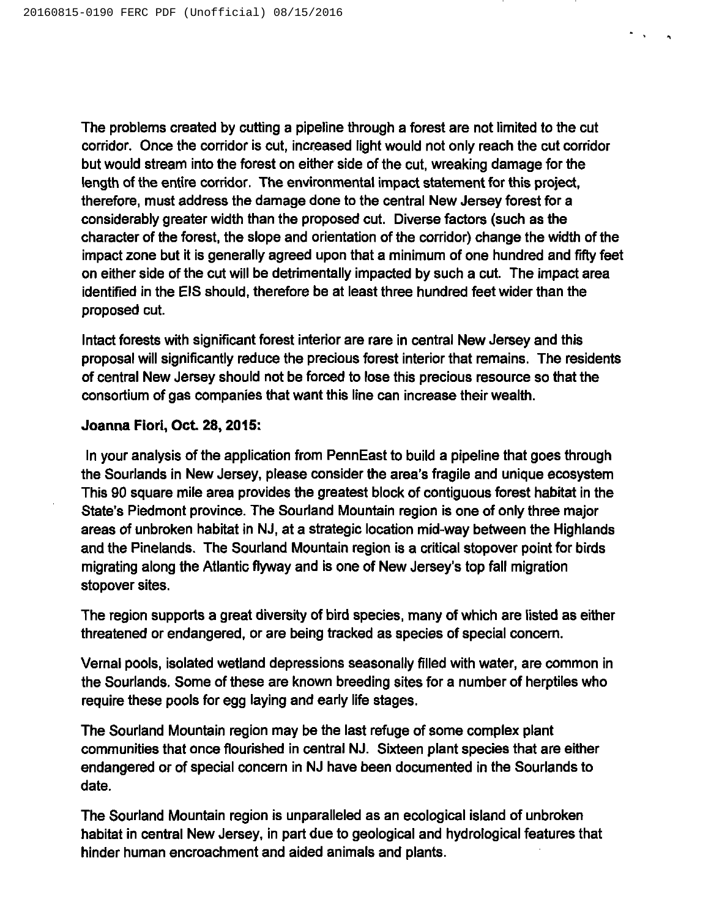The problems created by cutting a pipeline through a forest are not limited to the cut corridor. Once the corridor is cut, increased light would not only reach the cut corridor but would stream into the forest on either side of the cut, wreaking damage for the length of the entire corridor. The environmental impact statement for this project, therefore, must address the damage done to the central New Jersey forest for a considerably greater width than the proposed cut. Diverse factors (such as the character of the forest, the slope and orientation of the corridor) change the width of the impact zone but it is generally agreed upon that a minimum of one hundred and fifty feet on either side of the cut will be detrimentally impacted by such a cut. The impact area identified in the EIS should, therefore be at least three hundred feet wider than the proposed cut.

Intact forests with significant forest interior are rare in central New Jersey and this proposal will significantly reduce the precious forest interior that remains. The residents of central New Jersey should not be forced to lose this precious resource so that the consortium of gas companies that want this line can increase their wealth.

**Joanna Fiori, Oct. 28, 2015:**

In your analysis of the application from PennEast to build a pipeline that goes through the Sourlands in New Jersey, please consider the area's fragile and unique ecosystem This 90 square mile area provides the greatest block of contiguous forest habitat in the State's Piedmont province. The Sourland Mountain region is one of only three major areas of unbroken habitat in NJ, at a strategic location mid-way between the Highlands and the Pinelands. The Sourland Mountain region is a critical stopover point for birds migrating along the Atlantic flyway and is one of New Jersey's top fall migration stopover sites.

The region supports a great diversity of bird species, many of which are listed as either threatened or endangered, or are being tracked as species of special concern.

Vernal pools, isolated wetland depressions seasonally filled with water, are common in the Sourlands. Some of these are known breeding sites for a number of herptiles who require these pools for egg laying and early life stages.

The Sourland Mountain region may be the last refuge of some complex plant communities that once flourished in central NJ. Sixteen plant species that are either endangered or of special concern in NJ have been documented in the Sourlands to date.

The Sourland Mountain region is unparalleled as an ecological island of unbroken habitat in central New Jersey, in part due to geological and hydrological features that hinder human encroachment and aided animals and plants.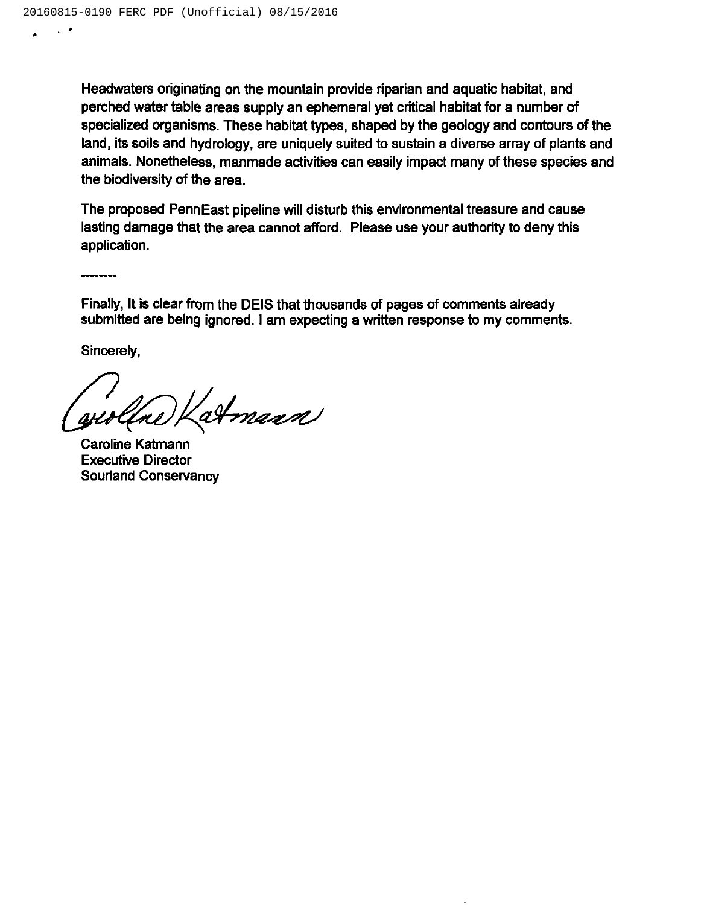Headwaters originating on the mountain provide riparian and aquatic habitat, and perched water table areas supply an ephemeral yet critical habitat for a number of specialized organisms. These habitat types, shaped by the geology and contours of the land, its soils and hydrology, are uniquely suited to sustain a diverse array of plants and animals. Nonetheless, manmade activities can easily impact many of these species and the biodiversity of the area.

The proposed PennEast pipeline will disturb this environmental treasure and cause lasting damage that the area cannot afford. Please use your authority to deny this application.

-------

Finally, It is clear from the DEIS that thousands of pages of comments already submitted are being ignored. I am expecting a written response to my comments.

Sincerely,

Caroline Katmann
Executive Director
Sourland Conservancy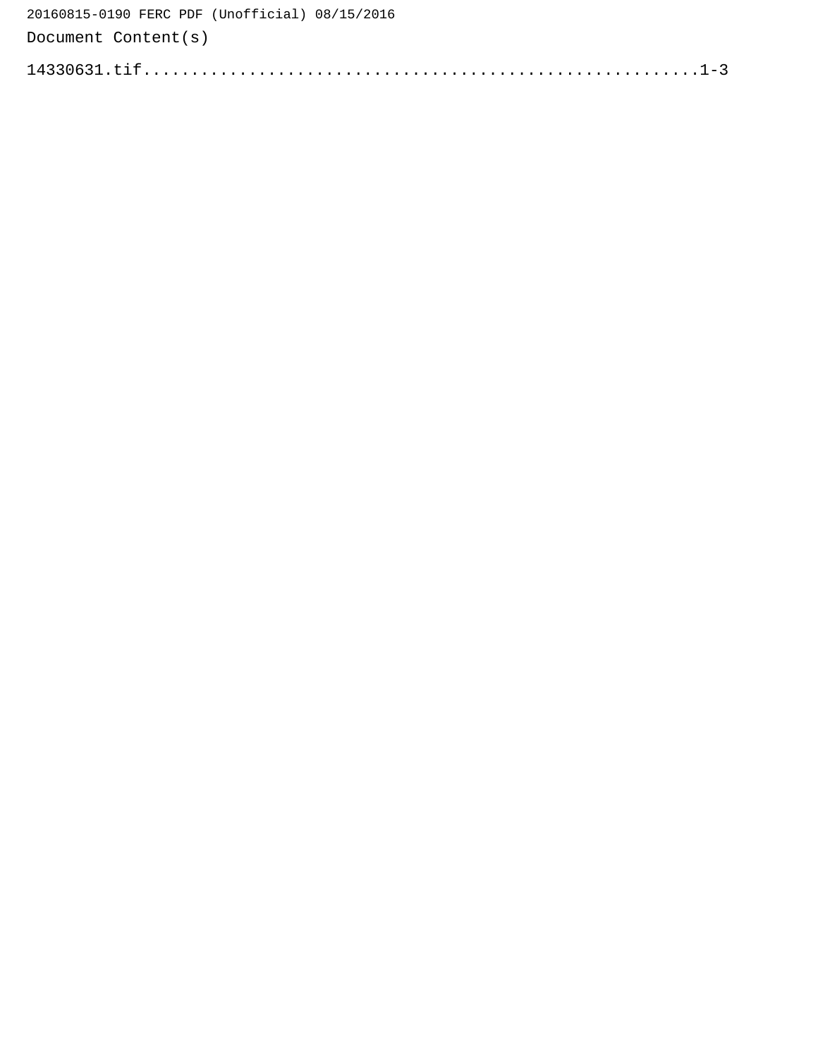Document Content(s)

14330631.tif......................................................1-3